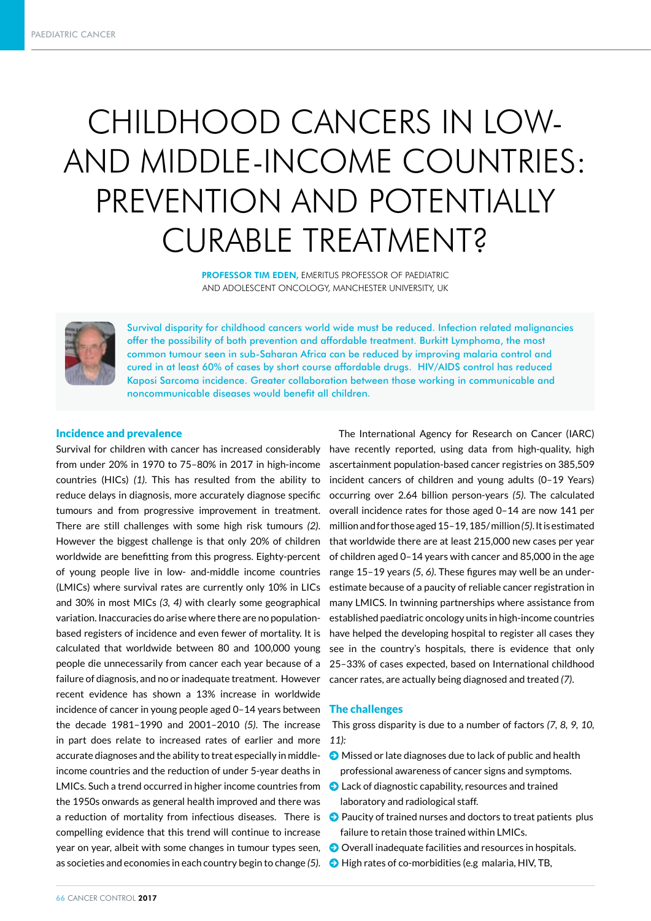# CHILDHOOD CANCERS IN LOW- AND MIDDLE-INCOME COUNTRIES: PREVENTION AND POTENTIALLY CURABLE TREATMENT?

**PROFESSOR TIM EDEN,** EMERITUS PROFESSOR OF PAEDIATRIC AND ADOLESCENT ONCOLOGY, MANCHESTER UNIVERSITY, UK

Survival disparity for childhood cancers world wide must be reduced. Infection related malignancies offer the possibility of both prevention and affordable treatment. Burkitt Lymphoma, the most common tumour seen in sub-Saharan Africa can be reduced by improving malaria control and cured in at least 60% of cases by short course affordable drugs. HIV/AIDS control has reduced Kaposi Sarcoma incidence. Greater collaboration between those working in communicable and noncommunicable diseases would benefit all children.

## Incidence and prevalence

Survival for children with cancer has increased considerably from under 20% in 1970 to 75–80% in 2017 in high-income countries (HICs) *(1)*. This has resulted from the ability to reduce delays in diagnosis, more accurately diagnose specific tumours and from progressive improvement in treatment. There are still challenges with some high risk tumours *(2)*. However the biggest challenge is that only 20% of children worldwide are benefitting from this progress. Eighty-percent of young people live in low- and-middle income countries (LMICs) where survival rates are currently only 10% in LICs and 30% in most MICs *(3, 4)* with clearly some geographical variation. Inaccuracies do arise where there are no population-based registers of incidence and even fewer of mortality. It is calculated that worldwide between 80 and 100,000 young people die unnecessarily from cancer each year because of a failure of diagnosis, and no or inadequate treatment. However recent evidence has shown a 13% increase in worldwide incidence of cancer in young people aged 0–14 years between the decade 1981–1990 and 2001–2010 *(5)*. The increase in part does relate to increased rates of earlier and more accurate diagnoses and the ability to treat especially in middle-income countries and the reduction of under 5-year deaths in LMICs. Such a trend occurred in higher income countries from the 1950s onwards as general health improved and there was a reduction of mortality from infectious diseases. There is compelling evidence that this trend will continue to increase year on year, albeit with some changes in tumour types seen, as societies and economies in each country begin to change *(5)*.

The International Agency for Research on Cancer (IARC) have recently reported, using data from high-quality, high ascertainment population-based cancer registries on 385,509 incident cancers of children and young adults (0–19 Years) occurring over 2.64 billion person-years *(5)*. The calculated overall incidence rates for those aged 0–14 are now 141 per million and for those aged 15–19, 185/million *(5)*. It is estimated that worldwide there are at least 215,000 new cases per year of children aged 0–14 years with cancer and 85,000 in the age range 15–19 years *(5, 6)*. These figures may well be an under-estimate because of a paucity of reliable cancer registration in many LMICS. In twinning partnerships where assistance from established paediatric oncology units in high-income countries have helped the developing hospital to register all cases they see in the country's hospitals, there is evidence that only 25–33% of cases expected, based on International childhood cancer rates, are actually being diagnosed and treated *(7)*.

## The challenges

This gross disparity is due to a number of factors *(7, 8, 9, 10, 11)*:

- Missed or late diagnoses due to lack of public and health professional awareness of cancer signs and symptoms.
- Lack of diagnostic capability, resources and trained laboratory and radiological staff.
- Paucity of trained nurses and doctors to treat patients plus failure to retain those trained within LMICs.
- Overall inadequate facilities and resources in hospitals.
- High rates of co-morbidities (e.g malaria, HIV, TB,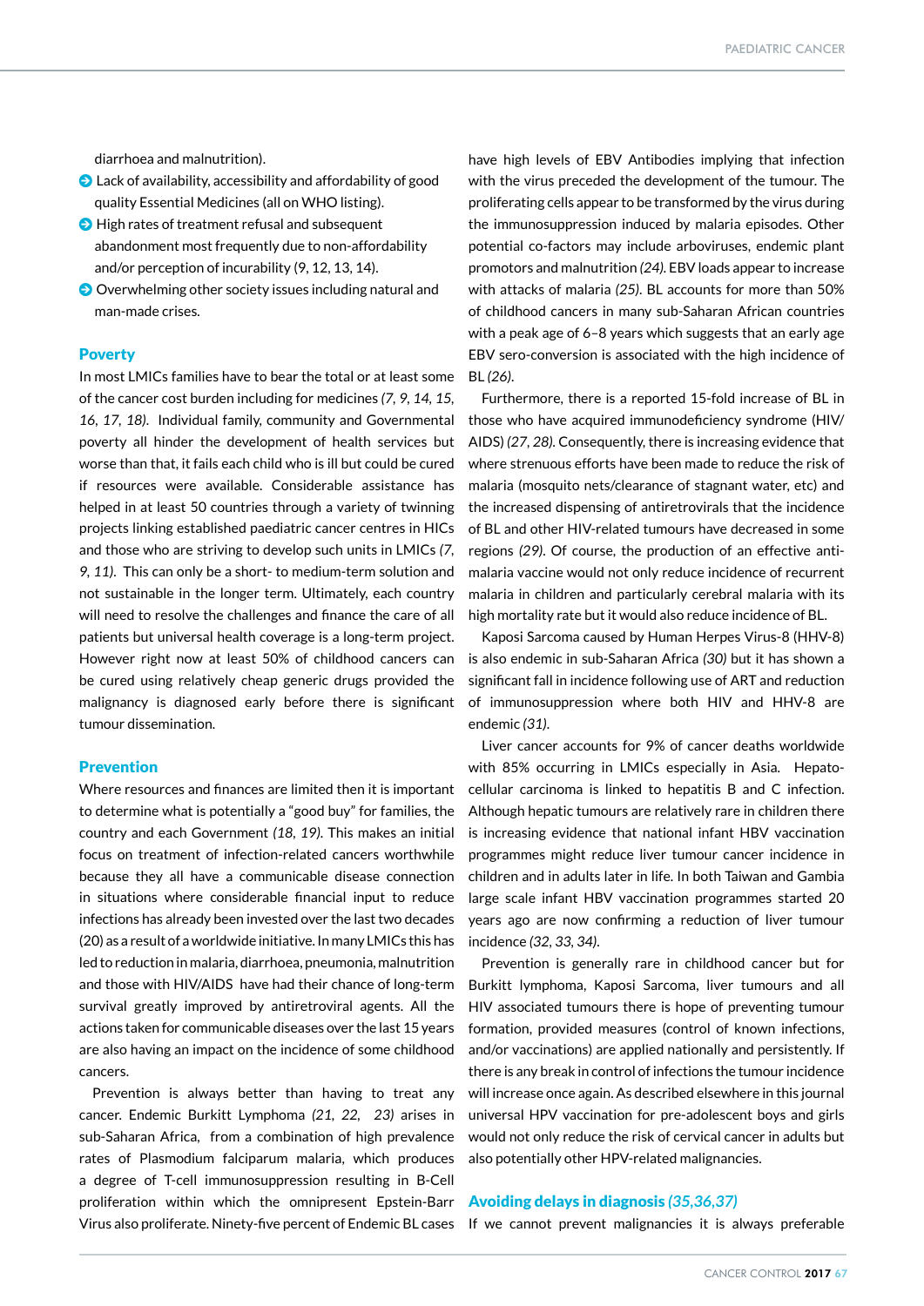diarrhoea and malnutrition).

- Lack of availability, accessibility and affordability of good quality Essential Medicines (all on WHO listing).
- High rates of treatment refusal and subsequent abandonment most frequently due to non-affordability and/or perception of incurability (9, 12, 13, 14).
- Overwhelming other society issues including natural and man-made crises.

## Poverty

In most LMICs families have to bear the total or at least some of the cancer cost burden including for medicines *(7, 9, 14, 15, 16, 17, 18)*. Individual family, community and Governmental poverty all hinder the development of health services but worse than that, it fails each child who is ill but could be cured if resources were available. Considerable assistance has helped in at least 50 countries through a variety of twinning projects linking established paediatric cancer centres in HICs and those who are striving to develop such units in LMICs *(7, 9, 11)*. This can only be a short- to medium-term solution and not sustainable in the longer term. Ultimately, each country will need to resolve the challenges and finance the care of all patients but universal health coverage is a long-term project. However right now at least 50% of childhood cancers can be cured using relatively cheap generic drugs provided the malignancy is diagnosed early before there is significant tumour dissemination.

## Prevention

Where resources and finances are limited then it is important to determine what is potentially a "good buy" for families, the country and each Government *(18, 19)*. This makes an initial focus on treatment of infection-related cancers worthwhile because they all have a communicable disease connection in situations where considerable financial input to reduce infections has already been invested over the last two decades (20) as a result of a worldwide initiative. In many LMICs this has led to reduction in malaria, diarrhoea, pneumonia, malnutrition and those with HIV/AIDS have had their chance of long-term survival greatly improved by antiretroviral agents. All the actions taken for communicable diseases over the last 15 years are also having an impact on the incidence of some childhood cancers.

Prevention is always better than having to treat any cancer. Endemic Burkitt Lymphoma *(21, 22, 23)* arises in sub-Saharan Africa, from a combination of high prevalence rates of Plasmodium falciparum malaria, which produces a degree of T-cell immunosuppression resulting in B-Cell proliferation within which the omnipresent Epstein-Barr Virus also proliferate. Ninety-five percent of Endemic BL cases have high levels of EBV Antibodies implying that infection with the virus preceded the development of the tumour. The proliferating cells appear to be transformed by the virus during the immunosuppression induced by malaria episodes. Other potential co-factors may include arboviruses, endemic plant promotors and malnutrition *(24)*. EBV loads appear to increase with attacks of malaria *(25)*. BL accounts for more than 50% of childhood cancers in many sub-Saharan African countries with a peak age of 6–8 years which suggests that an early age EBV sero-conversion is associated with the high incidence of BL *(26)*.

Furthermore, there is a reported 15-fold increase of BL in those who have acquired immunodeficiency syndrome (HIV/AIDS) *(27, 28)*. Consequently, there is increasing evidence that where strenuous efforts have been made to reduce the risk of malaria (mosquito nets/clearance of stagnant water, etc) and the increased dispensing of antiretrovirals that the incidence of BL and other HIV-related tumours have decreased in some regions *(29)*. Of course, the production of an effective anti-malaria vaccine would not only reduce incidence of recurrent malaria in children and particularly cerebral malaria with its high mortality rate but it would also reduce incidence of BL.

Kaposi Sarcoma caused by Human Herpes Virus-8 (HHV-8) is also endemic in sub-Saharan Africa *(30)* but it has shown a significant fall in incidence following use of ART and reduction of immunosuppression where both HIV and HHV-8 are endemic *(31)*.

Liver cancer accounts for 9% of cancer deaths worldwide with 85% occurring in LMICs especially in Asia. Hepatocellular carcinoma is linked to hepatitis B and C infection. Although hepatic tumours are relatively rare in children there is increasing evidence that national infant HBV vaccination programmes might reduce liver tumour cancer incidence in children and in adults later in life. In both Taiwan and Gambia large scale infant HBV vaccination programmes started 20 years ago are now confirming a reduction of liver tumour incidence *(32, 33, 34)*.

Prevention is generally rare in childhood cancer but for Burkitt lymphoma, Kaposi Sarcoma, liver tumours and all HIV associated tumours there is hope of preventing tumour formation, provided measures (control of known infections, and/or vaccinations) are applied nationally and persistently. If there is any break in control of infections the tumour incidence will increase once again. As described elsewhere in this journal universal HPV vaccination for pre-adolescent boys and girls would not only reduce the risk of cervical cancer in adults but also potentially other HPV-related malignancies.

## Avoiding delays in diagnosis *(35,36,37)*

If we cannot prevent malignancies it is always preferable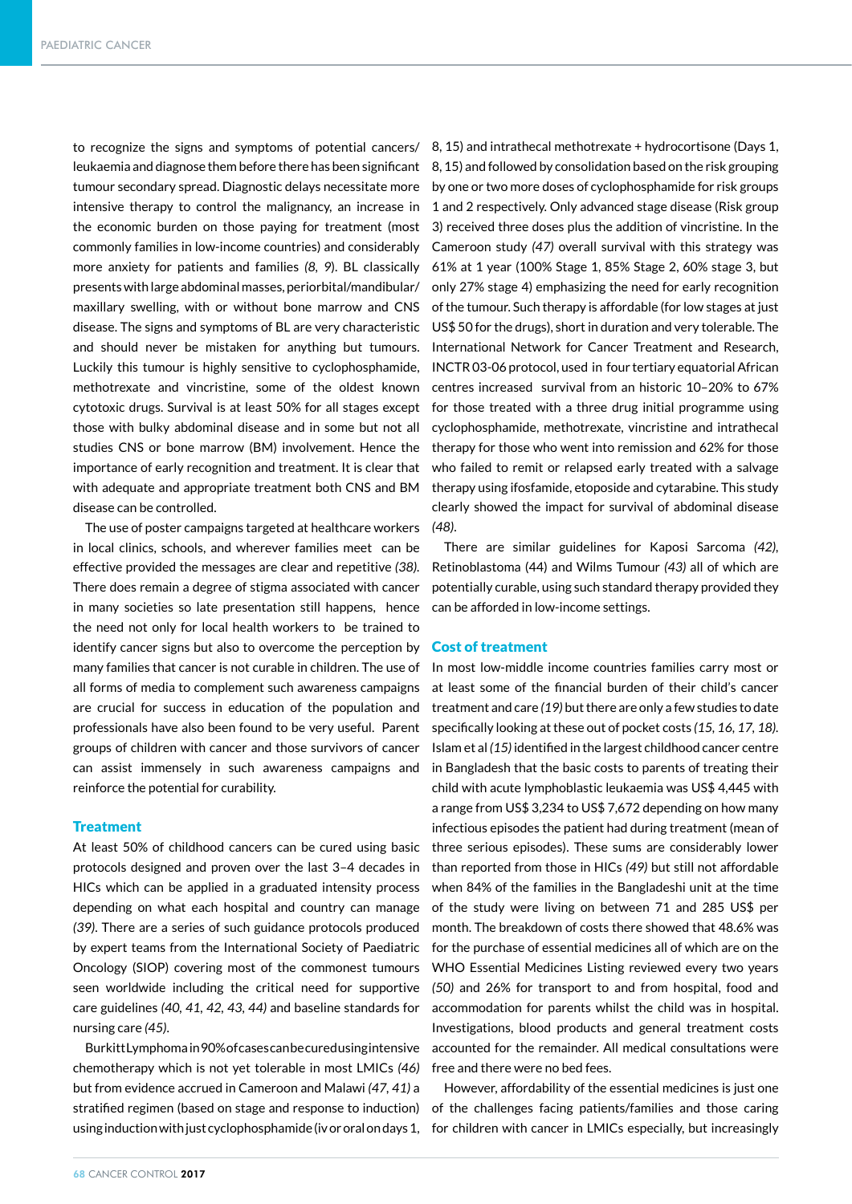to recognize the signs and symptoms of potential cancers/ leukaemia and diagnose them before there has been significant tumour secondary spread. Diagnostic delays necessitate more intensive therapy to control the malignancy, an increase in the economic burden on those paying for treatment (most commonly families in low-income countries) and considerably more anxiety for patients and families *(8, 9)*. BL classically presents with large abdominal masses, periorbital/mandibular/ maxillary swelling, with or without bone marrow and CNS disease. The signs and symptoms of BL are very characteristic and should never be mistaken for anything but tumours. Luckily this tumour is highly sensitive to cyclophosphamide, methotrexate and vincristine, some of the oldest known cytotoxic drugs. Survival is at least 50% for all stages except those with bulky abdominal disease and in some but not all studies CNS or bone marrow (BM) involvement. Hence the importance of early recognition and treatment. It is clear that with adequate and appropriate treatment both CNS and BM disease can be controlled.

The use of poster campaigns targeted at healthcare workers in local clinics, schools, and wherever families meet can be effective provided the messages are clear and repetitive *(38)*. There does remain a degree of stigma associated with cancer in many societies so late presentation still happens, hence the need not only for local health workers to be trained to identify cancer signs but also to overcome the perception by many families that cancer is not curable in children. The use of all forms of media to complement such awareness campaigns are crucial for success in education of the population and professionals have also been found to be very useful. Parent groups of children with cancer and those survivors of cancer can assist immensely in such awareness campaigns and reinforce the potential for curability.

## Treatment

At least 50% of childhood cancers can be cured using basic protocols designed and proven over the last 3–4 decades in HICs which can be applied in a graduated intensity process depending on what each hospital and country can manage *(39)*. There are a series of such guidance protocols produced by expert teams from the International Society of Paediatric Oncology (SIOP) covering most of the commonest tumours seen worldwide including the critical need for supportive care guidelines *(40, 41, 42, 43, 44)* and baseline standards for nursing care *(45)*.

Burkitt Lymphoma in 90% of cases can be cured using intensive chemotherapy which is not yet tolerable in most LMICs *(46)* but from evidence accrued in Cameroon and Malawi *(47, 41)* a stratified regimen (based on stage and response to induction) using induction with just cyclophosphamide (iv or oral on days 1, 8, 15) and intrathecal methotrexate + hydrocortisone (Days 1, 8, 15) and followed by consolidation based on the risk grouping by one or two more doses of cyclophosphamide for risk groups 1 and 2 respectively. Only advanced stage disease (Risk group 3) received three doses plus the addition of vincristine. In the Cameroon study *(47)* overall survival with this strategy was 61% at 1 year (100% Stage 1, 85% Stage 2, 60% stage 3, but only 27% stage 4) emphasizing the need for early recognition of the tumour. Such therapy is affordable (for low stages at just US$ 50 for the drugs), short in duration and very tolerable. The International Network for Cancer Treatment and Research, INCTR 03-06 protocol, used in four tertiary equatorial African centres increased survival from an historic 10–20% to 67% for those treated with a three drug initial programme using cyclophosphamide, methotrexate, vincristine and intrathecal therapy for those who went into remission and 62% for those who failed to remit or relapsed early treated with a salvage therapy using ifosfamide, etoposide and cytarabine. This study clearly showed the impact for survival of abdominal disease *(48)*.

There are similar guidelines for Kaposi Sarcoma *(42)*, Retinoblastoma (44) and Wilms Tumour *(43)* all of which are potentially curable, using such standard therapy provided they can be afforded in low-income settings.

## Cost of treatment

In most low-middle income countries families carry most or at least some of the financial burden of their child's cancer treatment and care *(19)* but there are only a few studies to date specifically looking at these out of pocket costs *(15, 16, 17, 18)*. Islam et al *(15)* identified in the largest childhood cancer centre in Bangladesh that the basic costs to parents of treating their child with acute lymphoblastic leukaemia was US$ 4,445 with a range from US$ 3,234 to US$ 7,672 depending on how many infectious episodes the patient had during treatment (mean of three serious episodes). These sums are considerably lower than reported from those in HICs *(49)* but still not affordable when 84% of the families in the Bangladeshi unit at the time of the study were living on between 71 and 285 US$ per month. The breakdown of costs there showed that 48.6% was for the purchase of essential medicines all of which are on the WHO Essential Medicines Listing reviewed every two years *(50)* and 26% for transport to and from hospital, food and accommodation for parents whilst the child was in hospital. Investigations, blood products and general treatment costs accounted for the remainder. All medical consultations were free and there were no bed fees.

However, affordability of the essential medicines is just one of the challenges facing patients/families and those caring for children with cancer in LMICs especially, but increasingly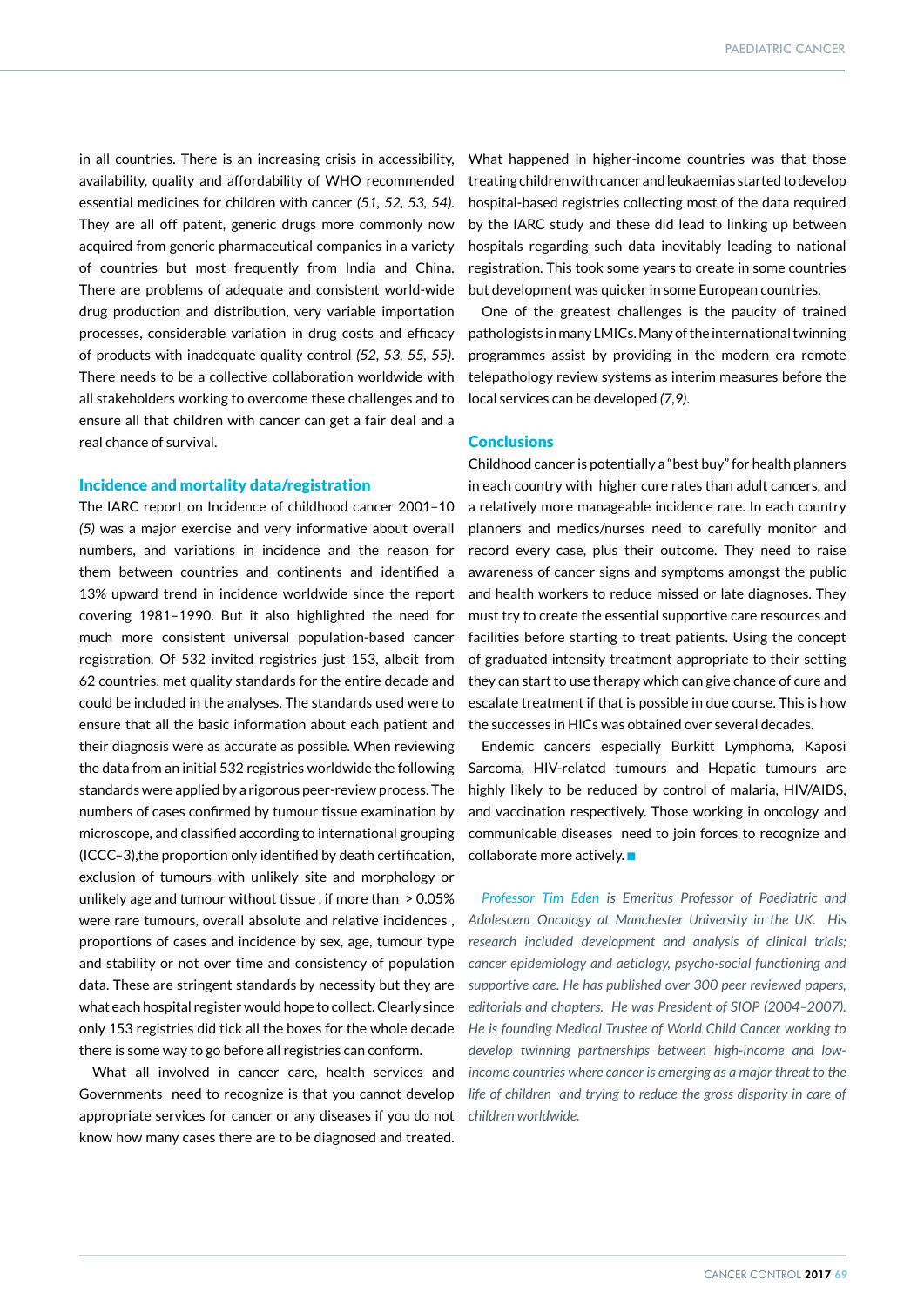in all countries. There is an increasing crisis in accessibility, availability, quality and affordability of WHO recommended essential medicines for children with cancer *(51, 52, 53, 54)*. They are all off patent, generic drugs more commonly now acquired from generic pharmaceutical companies in a variety of countries but most frequently from India and China. There are problems of adequate and consistent world-wide drug production and distribution, very variable importation processes, considerable variation in drug costs and efficacy of products with inadequate quality control *(52, 53, 55, 55)*. There needs to be a collective collaboration worldwide with all stakeholders working to overcome these challenges and to ensure all that children with cancer can get a fair deal and a real chance of survival.

## Incidence and mortality data/registration

The IARC report on Incidence of childhood cancer 2001–10 *(5)* was a major exercise and very informative about overall numbers, and variations in incidence and the reason for them between countries and continents and identified a 13% upward trend in incidence worldwide since the report covering 1981–1990. But it also highlighted the need for much more consistent universal population-based cancer registration. Of 532 invited registries just 153, albeit from 62 countries, met quality standards for the entire decade and could be included in the analyses. The standards used were to ensure that all the basic information about each patient and their diagnosis were as accurate as possible. When reviewing the data from an initial 532 registries worldwide the following standards were applied by a rigorous peer-review process. The numbers of cases confirmed by tumour tissue examination by microscope, and classified according to international grouping (ICCC–3),the proportion only identified by death certification, exclusion of tumours with unlikely site and morphology or unlikely age and tumour without tissue , if more than > 0.05% were rare tumours, overall absolute and relative incidences , proportions of cases and incidence by sex, age, tumour type and stability or not over time and consistency of population data. These are stringent standards by necessity but they are what each hospital register would hope to collect. Clearly since only 153 registries did tick all the boxes for the whole decade there is some way to go before all registries can conform.

What all involved in cancer care, health services and Governments need to recognize is that you cannot develop appropriate services for cancer or any diseases if you do not know how many cases there are to be diagnosed and treated. What happened in higher-income countries was that those treating children with cancer and leukaemias started to develop hospital-based registries collecting most of the data required by the IARC study and these did lead to linking up between hospitals regarding such data inevitably leading to national registration. This took some years to create in some countries but development was quicker in some European countries.

One of the greatest challenges is the paucity of trained pathologists in many LMICs. Many of the international twinning programmes assist by providing in the modern era remote telepathology review systems as interim measures before the local services can be developed *(7,9)*.

## Conclusions

Childhood cancer is potentially a "best buy" for health planners in each country with higher cure rates than adult cancers, and a relatively more manageable incidence rate. In each country planners and medics/nurses need to carefully monitor and record every case, plus their outcome. They need to raise awareness of cancer signs and symptoms amongst the public and health workers to reduce missed or late diagnoses. They must try to create the essential supportive care resources and facilities before starting to treat patients. Using the concept of graduated intensity treatment appropriate to their setting they can start to use therapy which can give chance of cure and escalate treatment if that is possible in due course. This is how the successes in HICs was obtained over several decades.

Endemic cancers especially Burkitt Lymphoma, Kaposi Sarcoma, HIV-related tumours and Hepatic tumours are highly likely to be reduced by control of malaria, HIV/AIDS, and vaccination respectively. Those working in oncology and communicable diseases need to join forces to recognize and collaborate more actively. ■

*Professor Tim Eden is Emeritus Professor of Paediatric and Adolescent Oncology at Manchester University in the UK. His research included development and analysis of clinical trials; cancer epidemiology and aetiology, psycho-social functioning and supportive care. He has published over 300 peer reviewed papers, editorials and chapters. He was President of SIOP (2004–2007). He is founding Medical Trustee of World Child Cancer working to develop twinning partnerships between high-income and low-income countries where cancer is emerging as a major threat to the life of children and trying to reduce the gross disparity in care of children worldwide.*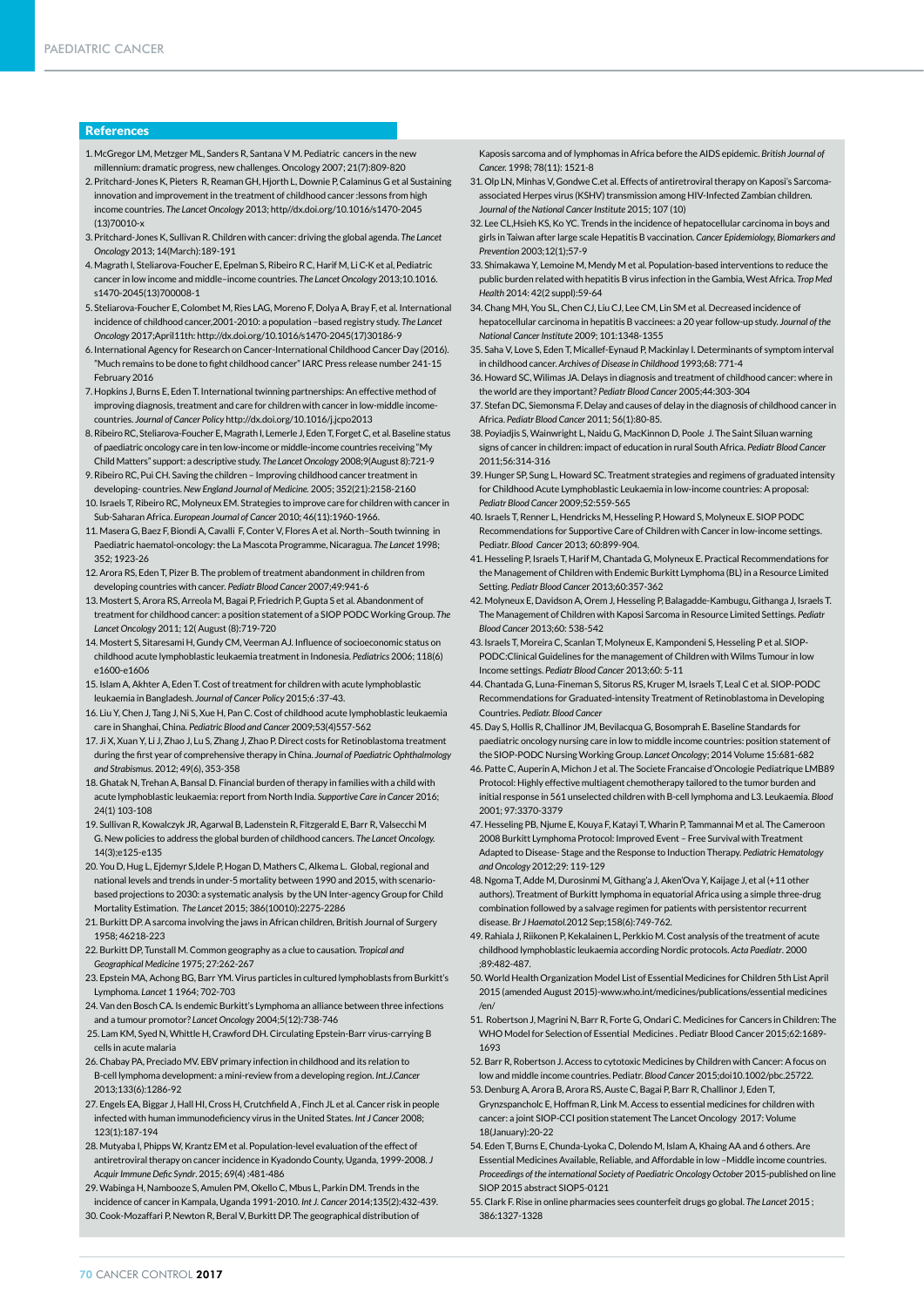## References

1. McGregor LM, Metzger ML, Sanders R, Santana V M. Pediatric cancers in the new millennium: dramatic progress, new challenges. Oncology 2007; 21(7):809-820
2. Pritchard-Jones K, Pieters R, Reaman GH, Hjorth L, Downie P, Calaminus G et al Sustaining innovation and improvement in the treatment of childhood cancer :lessons from high income countries. *The Lancet Oncology* 2013; http//dx.doi.org/10.1016/s1470-2045 (13)70010-x
3. Pritchard-Jones K, Sullivan R. Children with cancer: driving the global agenda. *The Lancet Oncology* 2013; 14(March):189-191
4. Magrath I, Steliarova-Foucher E, Epelman S, Ribeiro R C, Harif M, Li C-K et al, Pediatric cancer in low income and middle–income countries. *The Lancet Oncology* 2013;10.1016. s1470-2045(13)700008-1
5. Steliarova-Foucher E, Colombet M, Ries LAG, Moreno F, Dolya A, Bray F, et al. International incidence of childhood cancer,2001-2010: a population –based registry study. *The Lancet Oncology* 2017;April11th: http://dx.doi.org/10.1016/s1470-2045(17)30186-9
6. International Agency for Research on Cancer-International Childhood Cancer Day (2016). "Much remains to be done to fight childhood cancer" IARC Press release number 241-15 February 2016
7. Hopkins J, Burns E, Eden T. International twinning partnerships: An effective method of improving diagnosis, treatment and care for children with cancer in low-middle income-countries. *Journal of Cancer Policy* http://dx.doi.org/10.1016/j.jcpo2013
8. Ribeiro RC, Steliarova-Foucher E, Magrath I, Lemerle J, Eden T, Forget C, et al. Baseline status of paediatric oncology care in ten low-income or middle-income countries receiving "My Child Matters" support: a descriptive study. *The Lancet Oncology* 2008;9(August 8):721-9
9. Ribeiro RC, Pui CH. Saving the children – Improving childhood cancer treatment in developing- countries. *New England Journal of Medicine.* 2005; 352(21):2158-2160
10. Israels T, Ribeiro RC, Molyneux EM. Strategies to improve care for children with cancer in Sub-Saharan Africa. *European Journal of Cancer* 2010; 46(11):1960-1966.
11. Masera G, Baez F, Biondi A, Cavalli F, Conter V, Flores A et al. North–South twinning in Paediatric haematol-oncology: the La Mascota Programme, Nicaragua. *The Lancet* 1998; 352; 1923-26
12. Arora RS, Eden T, Pizer B. The problem of treatment abandonment in children from developing countries with cancer. *Pediatr Blood Cancer* 2007;49:941-6
13. Mostert S, Arora RS, Arreola M, Bagai P, Friedrich P, Gupta S et al. Abandonment of treatment for childhood cancer: a position statement of a SIOP PODC Working Group. *The Lancet Oncology* 2011; 12( August (8):719-720
14. Mostert S, Sitaresami H, Gundy CM, Veerman AJ. Influence of socioeconomic status on childhood acute lymphoblastic leukaemia treatment in Indonesia. *Pediatrics* 2006; 118(6) e1600-e1606
15. Islam A, Akhter A, Eden T. Cost of treatment for children with acute lymphoblastic leukaemia in Bangladesh. *Journal of Cancer Policy* 2015;6 :37-43.
16. Liu Y, Chen J, Tang J, Ni S, Xue H, Pan C. Cost of childhood acute lymphoblastic leukaemia care in Shanghai, China. *Pediatric Blood and Cancer* 2009;53(4)557-562
17. Ji X, Xuan Y, Li J, Zhao J, Lu S, Zhang J, Zhao P. Direct costs for Retinoblastoma treatment during the first year of comprehensive therapy in China. *Journal of Paediatric Ophthalmology and Strabismus.* 2012; 49(6), 353-358
18. Ghatak N, Trehan A, Bansal D. Financial burden of therapy in families with a child with acute lymphoblastic leukaemia: report from North India. *Supportive Care in Cancer* 2016; 24(1) 103-108
19. Sullivan R, Kowalczyk JR, Agarwal B, Ladenstein R, Fitzgerald E, Barr R, Valsecchi M G. New policies to address the global burden of childhood cancers. *The Lancet Oncology.* 14(3);e125-e135
20. You D, Hug L, Ejdemyr S,Idele P, Hogan D, Mathers C, Alkema L. Global, regional and national levels and trends in under-5 mortality between 1990 and 2015, with scenario-based projections to 2030: a systematic analysis by the UN Inter-agency Group for Child Mortality Estimation. *The Lancet* 2015; 386(10010):2275-2286
21. Burkitt DP. A sarcoma involving the jaws in African children, British Journal of Surgery 1958; 46218-223
22. Burkitt DP, Tunstall M. Common geography as a clue to causation. *Tropical and Geographical Medicine* 1975; 27:262-267
23. Epstein MA, Achong BG, Barr YM. Virus particles in cultured lymphoblasts from Burkitt's Lymphoma. *Lancet* 1 1964; 702-703
24. Van den Bosch CA. Is endemic Burkitt's Lymphoma an alliance between three infections and a tumour promotor? *Lancet Oncology* 2004;5(12):738-746
25. Lam KM, Syed N, Whittle H, Crawford DH. Circulating Epstein-Barr virus-carrying B cells in acute malaria
26. Chabay PA, Preciado MV. EBV primary infection in childhood and its relation to B-cell lymphoma development: a mini-review from a developing region. *Int.J.Cancer* 2013;133(6):1286-92
27. Engels EA, Biggar J, Hall HI, Cross H, Crutchfield A , Finch JL et al. Cancer risk in people infected with human immunodeficiency virus in the United States. *Int J Cancer* 2008; 123(1):187-194
28. Mutyaba I, Phipps W, Krantz EM et al. Population-level evaluation of the effect of antiretroviral therapy on cancer incidence in Kyadondo County, Uganda, 1999-2008. *J Acquir Immune Defic Syndr.* 2015; 69(4) :481-486
29. Wabinga H, Nambooze S, Amulen PM, Okello C, Mbus L, Parkin DM. Trends in the incidence of cancer in Kampala, Uganda 1991-2010. *Int J. Cancer* 2014;135(2):432-439.
30. Cook-Mozaffari P, Newton R, Beral V, Burkitt DP. The geographical distribution of Kaposis sarcoma and of lymphomas in Africa before the AIDS epidemic. *British Journal of Cancer.* 1998; 78(11): 1521-8
31. Olp LN, Minhas V, Gondwe C.et al. Effects of antiretroviral therapy on Kaposi's Sarcoma-associated Herpes virus (KSHV) transmission among HIV-Infected Zambian children. *Journal of the National Cancer Institute* 2015; 107 (10)
32. Lee CL,Hsieh KS, Ko YC. Trends in the incidence of hepatocellular carcinoma in boys and girls in Taiwan after large scale Hepatitis B vaccination. *Cancer Epidemiology, Biomarkers and Prevention* 2003;12(1);57-9
33. Shimakawa Y, Lemoine M, Mendy M et al. Population-based interventions to reduce the public burden related with hepatitis B virus infection in the Gambia, West Africa. *Trop Med Health* 2014: 42(2 suppl):59-64
34. Chang MH, You SL, Chen CJ, Liu CJ, Lee CM, Lin SM et al. Decreased incidence of hepatocellular carcinoma in hepatitis B vaccinees: a 20 year follow-up study. *Journal of the National Cancer Institute* 2009; 101:1348-1355
35. Saha V, Love S, Eden T, Micallef-Eynaud P, Mackinlay I. Determinants of symptom interval in childhood cancer. *Archives of Disease in Childhood* 1993;68: 771-4
36. Howard SC, Wilimas JA. Delays in diagnosis and treatment of childhood cancer: where in the world are they important? *Pediatr Blood Cancer* 2005;44:303-304
37. Stefan DC, Siemonsma F. Delay and causes of delay in the diagnosis of childhood cancer in Africa. *Pediatr Blood Cancer* 2011; 56(1):80-85.
38. Poyiadjis S, Wainwright L, Naidu G, MacKinnon D, Poole J. The Saint Siluan warning signs of cancer in children: impact of education in rural South Africa. *Pediatr Blood Cancer* 2011;56:314-316
39. Hunger SP, Sung L, Howard SC. Treatment strategies and regimens of graduated intensity for Childhood Acute Lymphoblastic Leukaemia in low-income countries: A proposal: *Pediatr Blood Cancer* 2009;52:559-565
40. Israels T, Renner L, Hendricks M, Hesseling P, Howard S, Molyneux E. SIOP PODC Recommendations for Supportive Care of Children with Cancer in low-income settings. Pediatr. *Blood Cancer* 2013; 60:899-904.
41. Hesseling P, Israels T, Harif M, Chantada G, Molyneux E. Practical Recommendations for the Management of Children with Endemic Burkitt Lymphoma (BL) in a Resource Limited Setting. *Pediatr Blood Cancer* 2013;60:357-362
42. Molyneux E, Davidson A, Orem J, Hesseling P, Balagadde-Kambugu, Githanga J, Israels T. The Management of Children with Kaposi Sarcoma in Resource Limited Settings. *Pediatr Blood Cancer* 2013;60: 538-542
43. Israels T, Moreira C, Scanlan T, Molyneux E, Kampondeni S, Hesseling P et al. SIOP-PODC:Clinical Guidelines for the management of Children with Wilms Tumour in low Income settings. *Pediatr Blood Cancer* 2013;60: 5-11
44. Chantada G, Luna-Fineman S, Sitorus RS, Kruger M, Israels T, Leal C et al. SIOP-PODC Recommendations for Graduated-intensity Treatment of Retinoblastoma in Developing Countries. *Pediatr. Blood Cancer*
45. Day S, Hollis R, Challinor JM, Bevilacqua G, Bosomprah E. Baseline Standards for paediatric oncology nursing care in low to middle income countries: position statement of the SIOP-PODC Nursing Working Group. *Lancet Oncology*; 2014 Volume 15:681-682
46. Patte C, Auperin A, Michon J et al. The Societe Francaise d'Oncologie Pediatrique LMB89 Protocol: Highly effective multiagent chemotherapy tailored to the tumor burden and initial response in 561 unselected children with B-cell lymphoma and L3. Leukaemia. *Blood* 2001; 97:3370-3379
47. Hesseling PB, Njume E, Kouya F, Katayi T, Wharin P, Tammannai M et al. The Cameroon 2008 Burkitt Lymphoma Protocol: Improved Event – Free Survival with Treatment Adapted to Disease- Stage and the Response to Induction Therapy. *Pediatric Hematology and Oncology* 2012;29: 119-129
48. Ngoma T, Adde M, Durosinmi M, Githang'a J, Aken'Ova Y, Kaijage J, et al (+11 other authors). Treatment of Burkitt lymphoma in equatorial Africa using a simple three-drug combination followed by a salvage regimen for patients with persistentor recurrent disease. *Br J Haematol.*2012 Sep;158(6):749-762.
49. Rahiala J, Riikonen P, Kekalainen L, Perkkio M. Cost analysis of the treatment of acute childhood lymphoblastic leukaemia according Nordic protocols. *Acta Paediatr*. 2000 ;89:482-487.
50. World Health Organization Model List of Essential Medicines for Children 5th List April 2015 (amended August 2015)-www.who.int/medicines/publications/essential medicines /en/
51. Robertson J, Magrini N, Barr R, Forte G, Ondari C. Medicines for Cancers in Children: The WHO Model for Selection of Essential Medicines . Pediatr Blood Cancer 2015;62:1689-1693
52. Barr R, Robertson J. Access to cytotoxic Medicines by Children with Cancer: A focus on low and middle income countries. Pediatr. *Blood Cancer* 2015;doi10.1002/pbc.25722.
53. Denburg A, Arora B, Arora RS, Auste C, Bagai P, Barr R, Challinor J, Eden T, Grynzspancholc E, Hoffman R, Link M. Access to essential medicines for children with cancer: a joint SIOP-CCI position statement The Lancet Oncology 2017: Volume 18(January):20-22
54. Eden T, Burns E, Chunda-Lyoka C, Dolendo M, Islam A, Khaing AA and 6 others. Are Essential Medicines Available, Reliable, and Affordable in low –Middle income countries. *Proceedings of the International Society of Paediatric Oncology October* 2015-published on line SIOP 2015 abstract SIOP5-0121
55. Clark F. Rise in online pharmacies sees counterfeit drugs go global. *The Lancet* 2015 ; 386:1327-1328